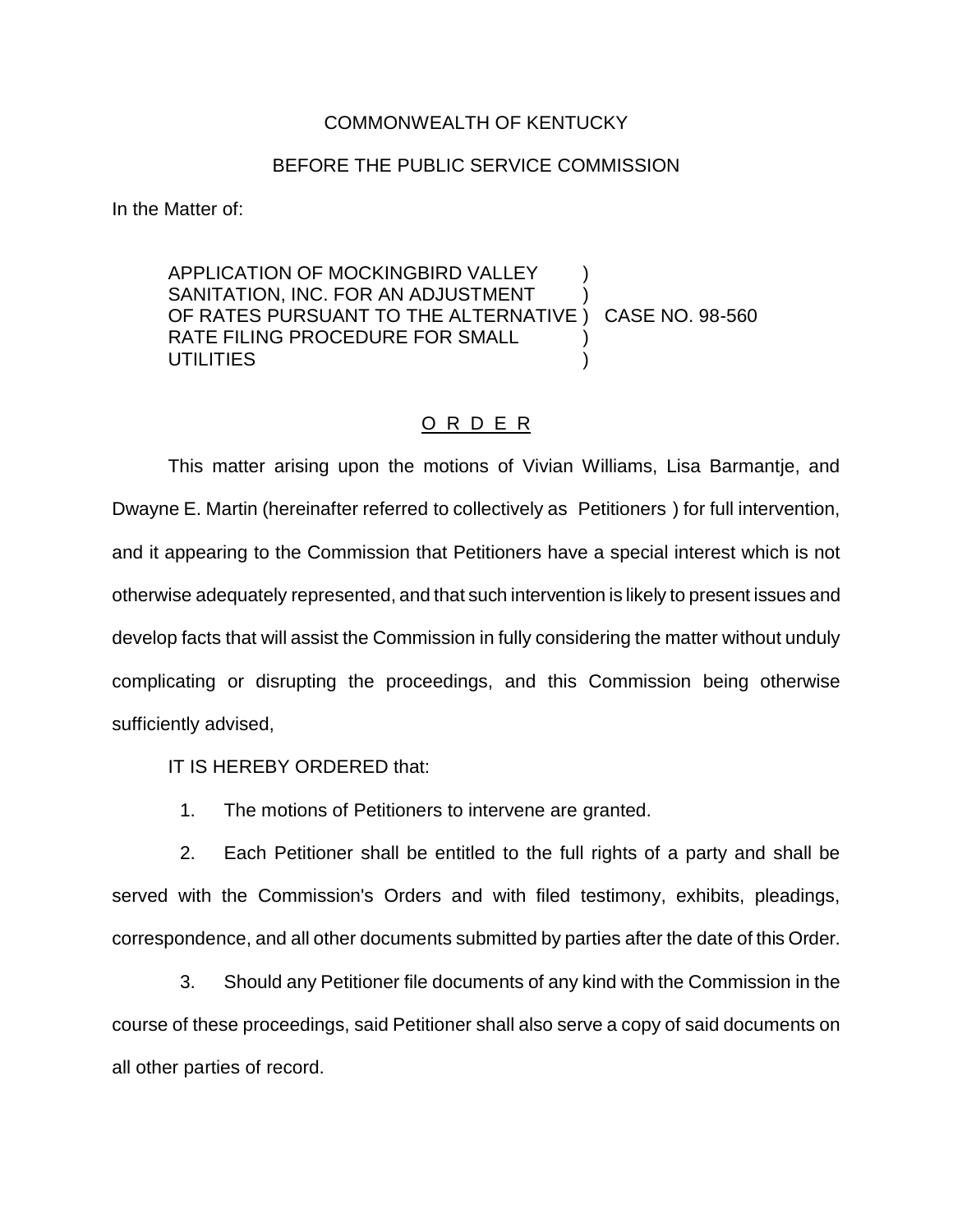COMMONWEALTH OF KENTUCKY

BEFORE THE PUBLIC SERVICE COMMISSION

In the Matter of:

APPLICATION OF MOCKINGBIRD VALLEY SANITATION, INC. FOR AN ADJUSTMENT OF RATES PURSUANT TO THE ALTERNATIVE RATE FILING PROCEDURE FOR SMALL UTILITIES ) CASE NO. 98-560

O R D E R

This matter arising upon the motions of Vivian Williams, Lisa Barmantje, and Dwayne E. Martin (hereinafter referred to collectively as Petitioners ) for full intervention, and it appearing to the Commission that Petitioners have a special interest which is not otherwise adequately represented, and that such intervention is likely to present issues and develop facts that will assist the Commission in fully considering the matter without unduly complicating or disrupting the proceedings, and this Commission being otherwise sufficiently advised,

IT IS HEREBY ORDERED that:

1. The motions of Petitioners to intervene are granted.

2. Each Petitioner shall be entitled to the full rights of a party and shall be served with the Commission's Orders and with filed testimony, exhibits, pleadings, correspondence, and all other documents submitted by parties after the date of this Order.

3. Should any Petitioner file documents of any kind with the Commission in the course of these proceedings, said Petitioner shall also serve a copy of said documents on all other parties of record.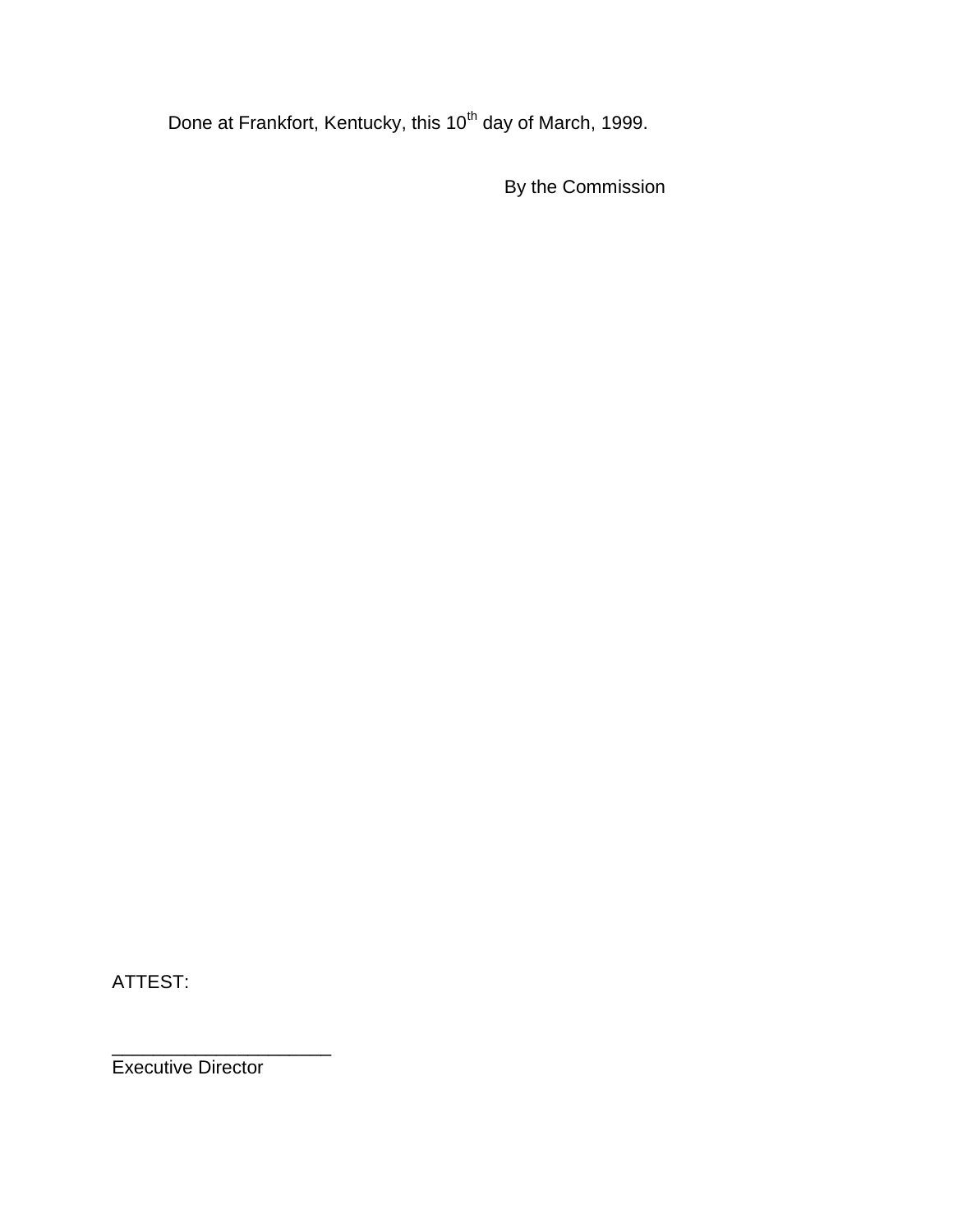Done at Frankfort, Kentucky, this 10th day of March, 1999.

By the Commission

ATTEST:

_____________________
Executive Director